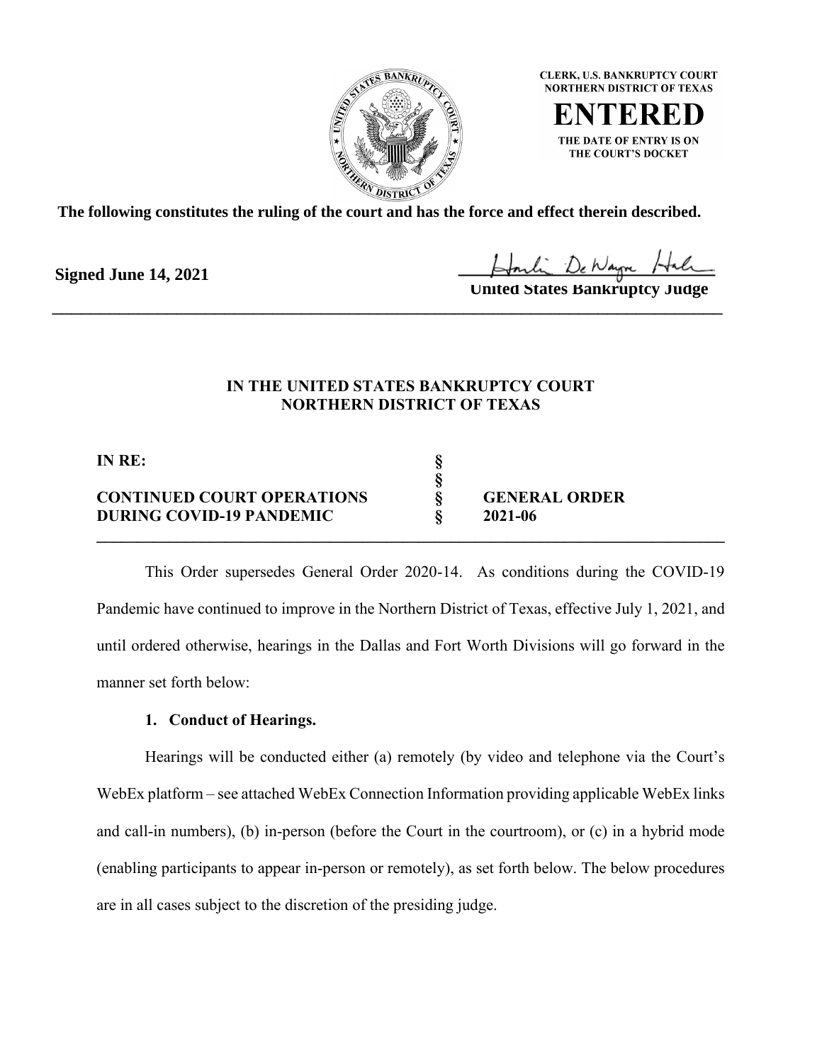CLERK, U.S. BANKRUPTCY COURT
NORTHERN DISTRICT OF TEXAS

**ENTERED**

THE DATE OF ENTRY IS ON
THE COURT'S DOCKET

**The following constitutes the ruling of the court and has the force and effect therein described.**

**Signed June 14, 2021**

**United States Bankruptcy Judge**

---

**IN THE UNITED STATES BANKRUPTCY COURT**
**NORTHERN DISTRICT OF TEXAS**

| | | |
|---|---|---|
| **IN RE:** | **§** | |
| | **§** | |
| **CONTINUED COURT OPERATIONS** | **§** | **GENERAL ORDER** |
| **DURING COVID-19 PANDEMIC** | **§** | **2021-06** |

---

This Order supersedes General Order 2020-14. As conditions during the COVID-19 Pandemic have continued to improve in the Northern District of Texas, effective July 1, 2021, and until ordered otherwise, hearings in the Dallas and Fort Worth Divisions will go forward in the manner set forth below:

**1. Conduct of Hearings.**

Hearings will be conducted either (a) remotely (by video and telephone via the Court's WebEx platform – see attached WebEx Connection Information providing applicable WebEx links and call-in numbers), (b) in-person (before the Court in the courtroom), or (c) in a hybrid mode (enabling participants to appear in-person or remotely), as set forth below. The below procedures are in all cases subject to the discretion of the presiding judge.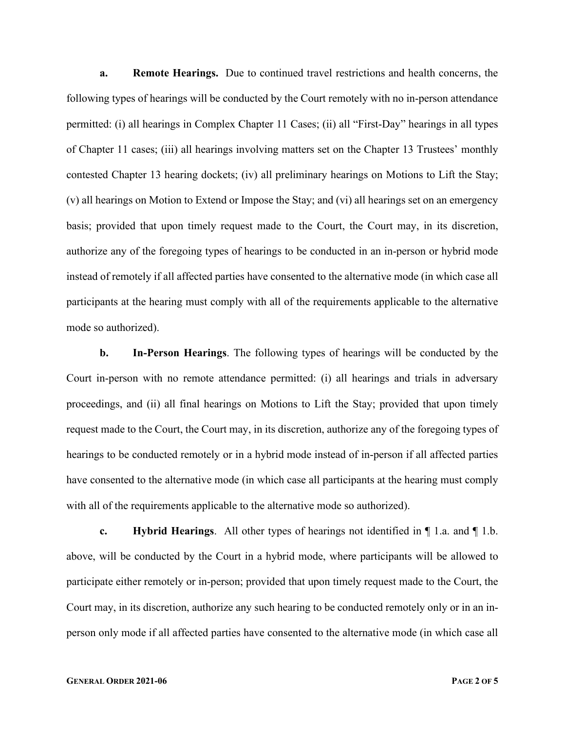**a. Remote Hearings.** Due to continued travel restrictions and health concerns, the following types of hearings will be conducted by the Court remotely with no in-person attendance permitted: (i) all hearings in Complex Chapter 11 Cases; (ii) all "First-Day" hearings in all types of Chapter 11 cases; (iii) all hearings involving matters set on the Chapter 13 Trustees' monthly contested Chapter 13 hearing dockets; (iv) all preliminary hearings on Motions to Lift the Stay; (v) all hearings on Motion to Extend or Impose the Stay; and (vi) all hearings set on an emergency basis; provided that upon timely request made to the Court, the Court may, in its discretion, authorize any of the foregoing types of hearings to be conducted in an in-person or hybrid mode instead of remotely if all affected parties have consented to the alternative mode (in which case all participants at the hearing must comply with all of the requirements applicable to the alternative mode so authorized).

**b. In-Person Hearings**. The following types of hearings will be conducted by the Court in-person with no remote attendance permitted: (i) all hearings and trials in adversary proceedings, and (ii) all final hearings on Motions to Lift the Stay; provided that upon timely request made to the Court, the Court may, in its discretion, authorize any of the foregoing types of hearings to be conducted remotely or in a hybrid mode instead of in-person if all affected parties have consented to the alternative mode (in which case all participants at the hearing must comply with all of the requirements applicable to the alternative mode so authorized).

**c. Hybrid Hearings**. All other types of hearings not identified in ¶ 1.a. and ¶ 1.b. above, will be conducted by the Court in a hybrid mode, where participants will be allowed to participate either remotely or in-person; provided that upon timely request made to the Court, the Court may, in its discretion, authorize any such hearing to be conducted remotely only or in an in-person only mode if all affected parties have consented to the alternative mode (in which case all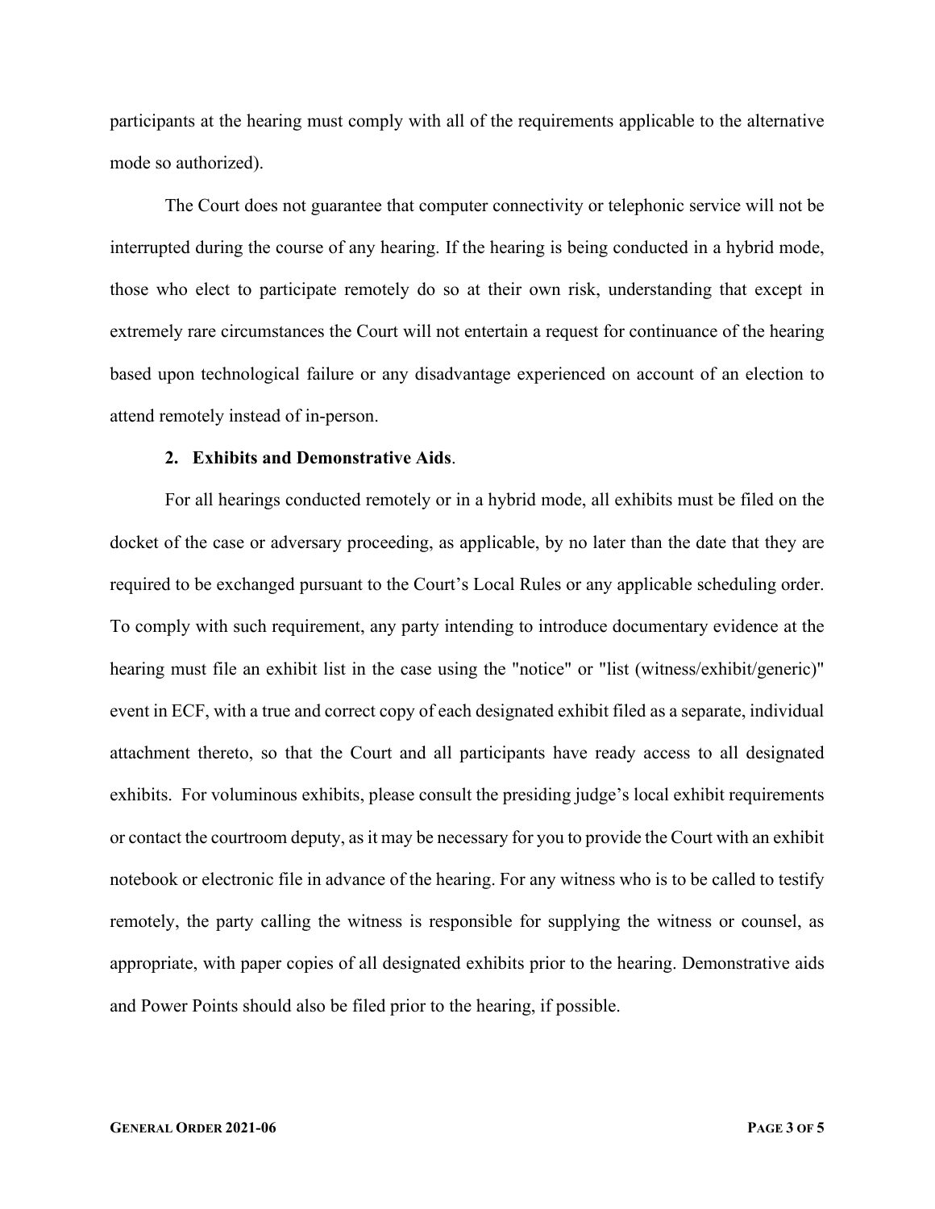participants at the hearing must comply with all of the requirements applicable to the alternative mode so authorized).

The Court does not guarantee that computer connectivity or telephonic service will not be interrupted during the course of any hearing. If the hearing is being conducted in a hybrid mode, those who elect to participate remotely do so at their own risk, understanding that except in extremely rare circumstances the Court will not entertain a request for continuance of the hearing based upon technological failure or any disadvantage experienced on account of an election to attend remotely instead of in-person.

**2. Exhibits and Demonstrative Aids**.

For all hearings conducted remotely or in a hybrid mode, all exhibits must be filed on the docket of the case or adversary proceeding, as applicable, by no later than the date that they are required to be exchanged pursuant to the Court's Local Rules or any applicable scheduling order. To comply with such requirement, any party intending to introduce documentary evidence at the hearing must file an exhibit list in the case using the "notice" or "list (witness/exhibit/generic)" event in ECF, with a true and correct copy of each designated exhibit filed as a separate, individual attachment thereto, so that the Court and all participants have ready access to all designated exhibits. For voluminous exhibits, please consult the presiding judge's local exhibit requirements or contact the courtroom deputy, as it may be necessary for you to provide the Court with an exhibit notebook or electronic file in advance of the hearing. For any witness who is to be called to testify remotely, the party calling the witness is responsible for supplying the witness or counsel, as appropriate, with paper copies of all designated exhibits prior to the hearing. Demonstrative aids and Power Points should also be filed prior to the hearing, if possible.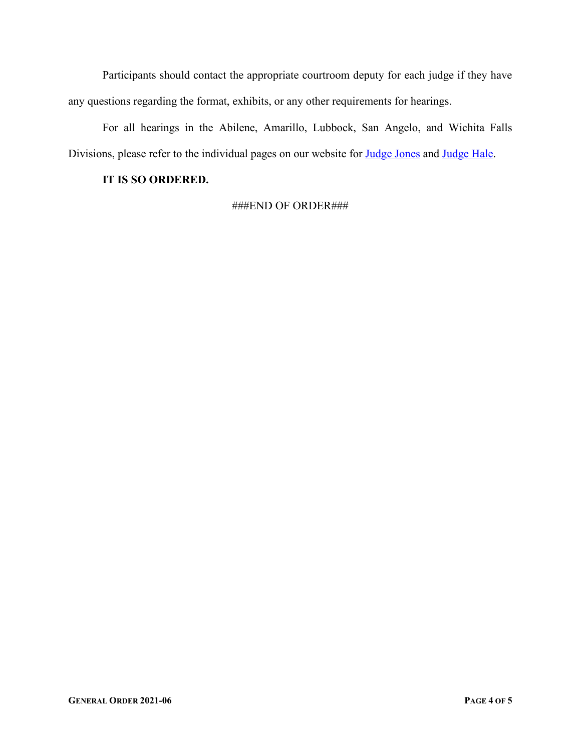Participants should contact the appropriate courtroom deputy for each judge if they have any questions regarding the format, exhibits, or any other requirements for hearings.

For all hearings in the Abilene, Amarillo, Lubbock, San Angelo, and Wichita Falls Divisions, please refer to the individual pages on our website for Judge Jones and Judge Hale.

**IT IS SO ORDERED.**

###END OF ORDER###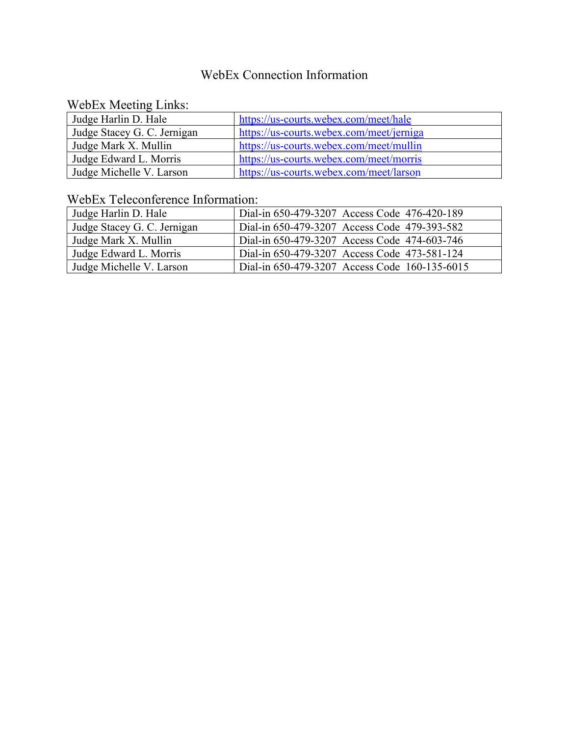# WebEx Connection Information

## WebEx Meeting Links:

| | |
|---|---|
| Judge Harlin D. Hale | https://us-courts.webex.com/meet/hale |
| Judge Stacey G. C. Jernigan | https://us-courts.webex.com/meet/jerniga |
| Judge Mark X. Mullin | https://us-courts.webex.com/meet/mullin |
| Judge Edward L. Morris | https://us-courts.webex.com/meet/morris |
| Judge Michelle V. Larson | https://us-courts.webex.com/meet/larson |

## WebEx Teleconference Information:

| | |
|---|---|
| Judge Harlin D. Hale | Dial-in 650-479-3207 Access Code 476-420-189 |
| Judge Stacey G. C. Jernigan | Dial-in 650-479-3207 Access Code 479-393-582 |
| Judge Mark X. Mullin | Dial-in 650-479-3207 Access Code 474-603-746 |
| Judge Edward L. Morris | Dial-in 650-479-3207 Access Code 473-581-124 |
| Judge Michelle V. Larson | Dial-in 650-479-3207 Access Code 160-135-6015 |